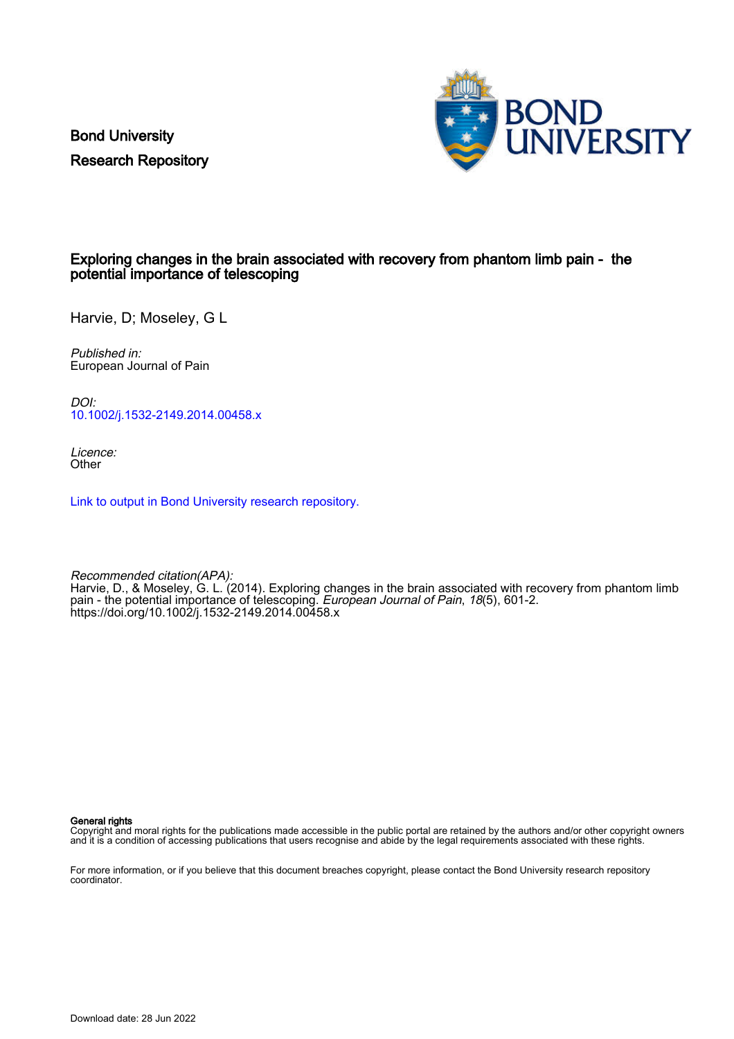Bond University
Research Repository

# Exploring changes in the brain associated with recovery from phantom limb pain - the potential importance of telescoping

Harvie, D; Moseley, G L

*Published in:*
European Journal of Pain

*DOI:*
10.1002/j.1532-2149.2014.00458.x

*Licence:*
Other

Link to output in Bond University research repository.

*Recommended citation(APA):*
Harvie, D., & Moseley, G. L. (2014). Exploring changes in the brain associated with recovery from phantom limb pain - the potential importance of telescoping. *European Journal of Pain*, *18*(5), 601-2. https://doi.org/10.1002/j.1532-2149.2014.00458.x

**General rights**
Copyright and moral rights for the publications made accessible in the public portal are retained by the authors and/or other copyright owners and it is a condition of accessing publications that users recognise and abide by the legal requirements associated with these rights.

For more information, or if you believe that this document breaches copyright, please contact the Bond University research repository coordinator.

Download date: 28 Jun 2022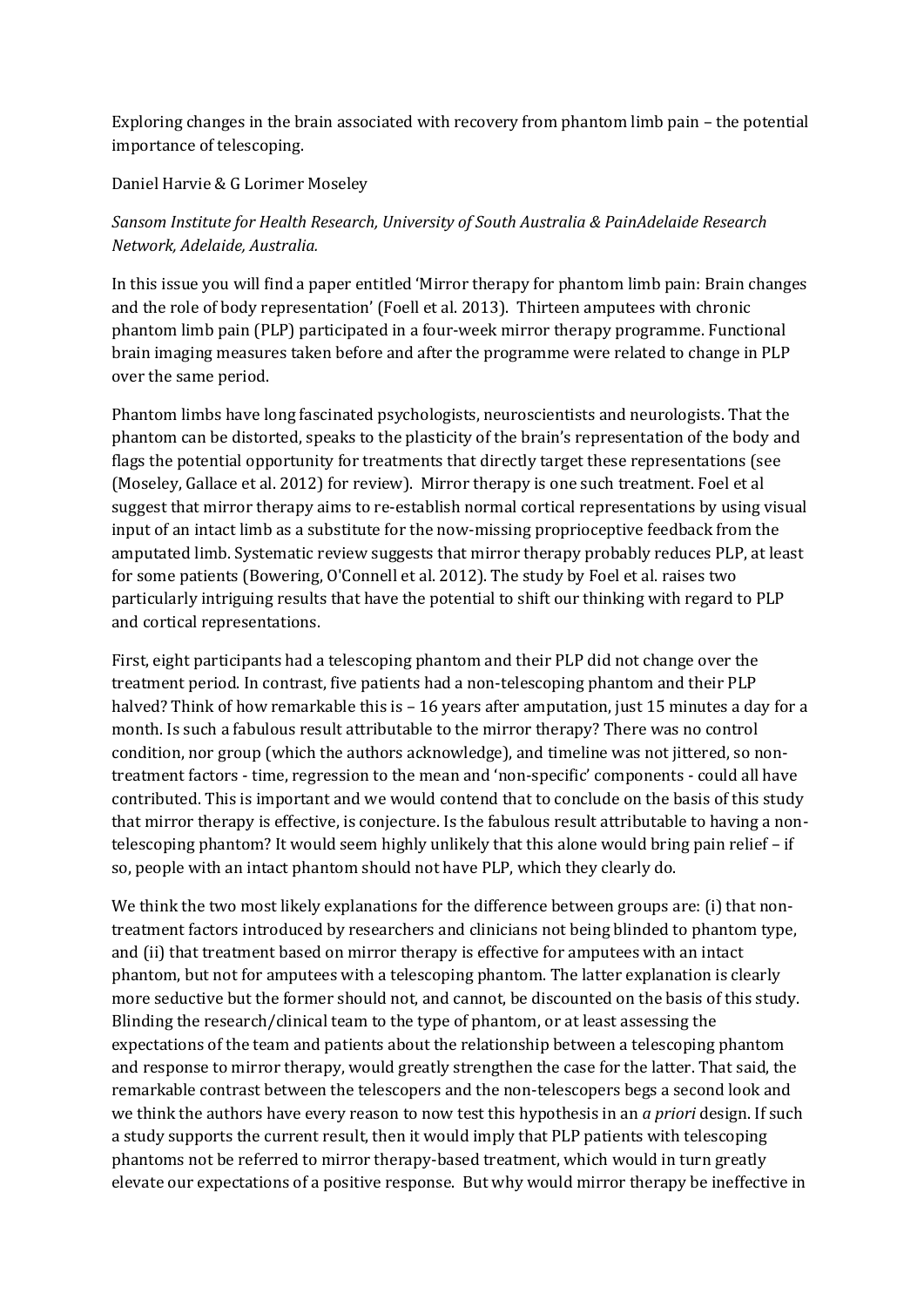Exploring changes in the brain associated with recovery from phantom limb pain – the potential importance of telescoping.

Daniel Harvie & G Lorimer Moseley

*Sansom Institute for Health Research, University of South Australia & PainAdelaide Research Network, Adelaide, Australia.*

In this issue you will find a paper entitled 'Mirror therapy for phantom limb pain: Brain changes and the role of body representation' (Foell et al. 2013). Thirteen amputees with chronic phantom limb pain (PLP) participated in a four-week mirror therapy programme. Functional brain imaging measures taken before and after the programme were related to change in PLP over the same period.

Phantom limbs have long fascinated psychologists, neuroscientists and neurologists. That the phantom can be distorted, speaks to the plasticity of the brain's representation of the body and flags the potential opportunity for treatments that directly target these representations (see (Moseley, Gallace et al. 2012) for review). Mirror therapy is one such treatment. Foel et al suggest that mirror therapy aims to re-establish normal cortical representations by using visual input of an intact limb as a substitute for the now-missing proprioceptive feedback from the amputated limb. Systematic review suggests that mirror therapy probably reduces PLP, at least for some patients (Bowering, O'Connell et al. 2012). The study by Foel et al. raises two particularly intriguing results that have the potential to shift our thinking with regard to PLP and cortical representations.

First, eight participants had a telescoping phantom and their PLP did not change over the treatment period. In contrast, five patients had a non-telescoping phantom and their PLP halved? Think of how remarkable this is – 16 years after amputation, just 15 minutes a day for a month. Is such a fabulous result attributable to the mirror therapy? There was no control condition, nor group (which the authors acknowledge), and timeline was not jittered, so non-treatment factors - time, regression to the mean and 'non-specific' components - could all have contributed. This is important and we would contend that to conclude on the basis of this study that mirror therapy is effective, is conjecture. Is the fabulous result attributable to having a non-telescoping phantom? It would seem highly unlikely that this alone would bring pain relief – if so, people with an intact phantom should not have PLP, which they clearly do.

We think the two most likely explanations for the difference between groups are: (i) that non-treatment factors introduced by researchers and clinicians not being blinded to phantom type, and (ii) that treatment based on mirror therapy is effective for amputees with an intact phantom, but not for amputees with a telescoping phantom. The latter explanation is clearly more seductive but the former should not, and cannot, be discounted on the basis of this study. Blinding the research/clinical team to the type of phantom, or at least assessing the expectations of the team and patients about the relationship between a telescoping phantom and response to mirror therapy, would greatly strengthen the case for the latter. That said, the remarkable contrast between the telescopers and the non-telescopers begs a second look and we think the authors have every reason to now test this hypothesis in an *a priori* design. If such a study supports the current result, then it would imply that PLP patients with telescoping phantoms not be referred to mirror therapy-based treatment, which would in turn greatly elevate our expectations of a positive response. But why would mirror therapy be ineffective in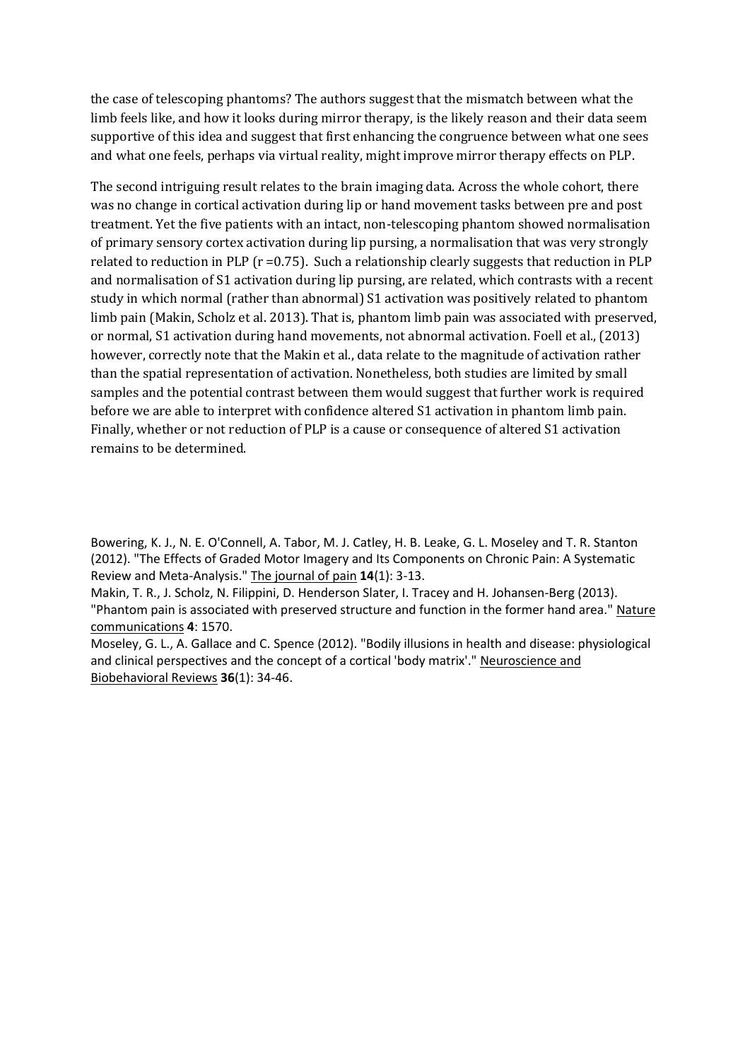the case of telescoping phantoms? The authors suggest that the mismatch between what the limb feels like, and how it looks during mirror therapy, is the likely reason and their data seem supportive of this idea and suggest that first enhancing the congruence between what one sees and what one feels, perhaps via virtual reality, might improve mirror therapy effects on PLP.

The second intriguing result relates to the brain imaging data. Across the whole cohort, there was no change in cortical activation during lip or hand movement tasks between pre and post treatment. Yet the five patients with an intact, non-telescoping phantom showed normalisation of primary sensory cortex activation during lip pursing, a normalisation that was very strongly related to reduction in PLP ($r = 0.75$). Such a relationship clearly suggests that reduction in PLP and normalisation of S1 activation during lip pursing, are related, which contrasts with a recent study in which normal (rather than abnormal) S1 activation was positively related to phantom limb pain (Makin, Scholz et al. 2013). That is, phantom limb pain was associated with preserved, or normal, S1 activation during hand movements, not abnormal activation. Foell et al., (2013) however, correctly note that the Makin et al., data relate to the magnitude of activation rather than the spatial representation of activation. Nonetheless, both studies are limited by small samples and the potential contrast between them would suggest that further work is required before we are able to interpret with confidence altered S1 activation in phantom limb pain. Finally, whether or not reduction of PLP is a cause or consequence of altered S1 activation remains to be determined.

Bowering, K. J., N. E. O'Connell, A. Tabor, M. J. Catley, H. B. Leake, G. L. Moseley and T. R. Stanton (2012). "The Effects of Graded Motor Imagery and Its Components on Chronic Pain: A Systematic Review and Meta-Analysis." The journal of pain **14**(1): 3-13.

Makin, T. R., J. Scholz, N. Filippini, D. Henderson Slater, I. Tracey and H. Johansen-Berg (2013). "Phantom pain is associated with preserved structure and function in the former hand area." Nature communications **4**: 1570.

Moseley, G. L., A. Gallace and C. Spence (2012). "Bodily illusions in health and disease: physiological and clinical perspectives and the concept of a cortical 'body matrix'." Neuroscience and Biobehavioral Reviews **36**(1): 34-46.